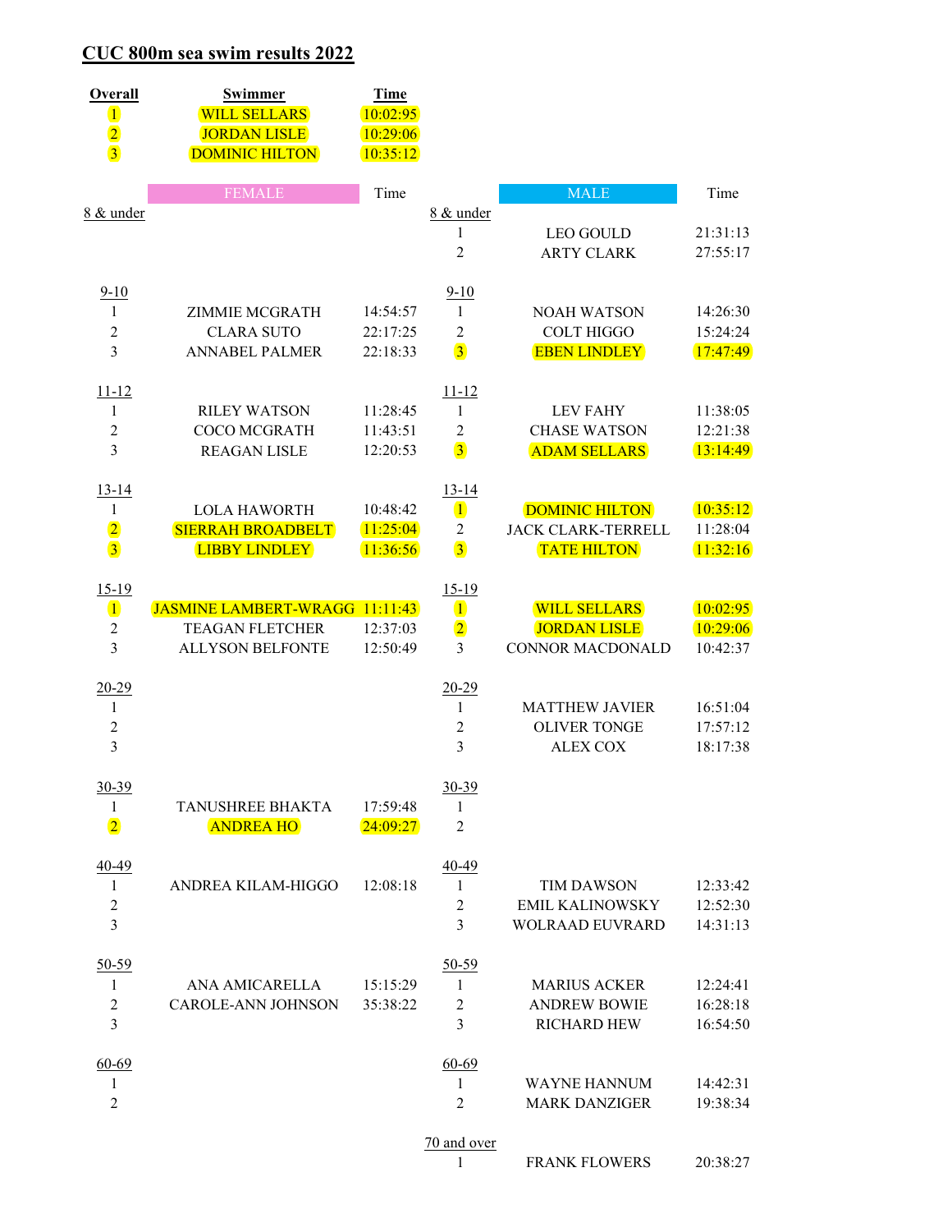# CUC 800m sea swim results 2022

| Overall | Swimmer | Time |
|---|---|---|
| 1 | WILL SELLARS | 10:02:95 |
| 2 | JORDAN LISLE | 10:29:06 |
| 3 | DOMINIC HILTON | 10:35:12 |

| | FEMALE | Time | | MALE | Time |
|---|---|---|---|---|---|
| 8 & under | | | 8 & under | | |
| | | | 1 | LEO GOULD | 21:31:13 |
| | | | 2 | ARTY CLARK | 27:55:17 |
| 9-10 | | | 9-10 | | |
| 1 | ZIMMIE MCGRATH | 14:54:57 | 1 | NOAH WATSON | 14:26:30 |
| 2 | CLARA SUTO | 22:17:25 | 2 | COLT HIGGO | 15:24:24 |
| 3 | ANNABEL PALMER | 22:18:33 | 3 | EBEN LINDLEY | 17:47:49 |
| 11-12 | | | 11-12 | | |
| 1 | RILEY WATSON | 11:28:45 | 1 | LEV FAHY | 11:38:05 |
| 2 | COCO MCGRATH | 11:43:51 | 2 | CHASE WATSON | 12:21:38 |
| 3 | REAGAN LISLE | 12:20:53 | 3 | ADAM SELLARS | 13:14:49 |
| 13-14 | | | 13-14 | | |
| 1 | LOLA HAWORTH | 10:48:42 | 1 | DOMINIC HILTON | 10:35:12 |
| 2 | SIERRAH BROADBELT | 11:25:04 | 2 | JACK CLARK-TERRELL | 11:28:04 |
| 3 | LIBBY LINDLEY | 11:36:56 | 3 | TATE HILTON | 11:32:16 |
| 15-19 | | | 15-19 | | |
| 1 | JASMINE LAMBERT-WRAGG | 11:11:43 | 1 | WILL SELLARS | 10:02:95 |
| 2 | TEAGAN FLETCHER | 12:37:03 | 2 | JORDAN LISLE | 10:29:06 |
| 3 | ALLYSON BELFONTE | 12:50:49 | 3 | CONNOR MACDONALD | 10:42:37 |
| 20-29 | | | 20-29 | | |
| 1 | | | 1 | MATTHEW JAVIER | 16:51:04 |
| 2 | | | 2 | OLIVER TONGE | 17:57:12 |
| 3 | | | 3 | ALEX COX | 18:17:38 |
| 30-39 | | | 30-39 | | |
| 1 | TANUSHREE BHAKTA | 17:59:48 | 1 | | |
| 2 | ANDREA HO | 24:09:27 | 2 | | |
| 40-49 | | | 40-49 | | |
| 1 | ANDREA KILAM-HIGGO | 12:08:18 | 1 | TIM DAWSON | 12:33:42 |
| 2 | | | 2 | EMIL KALINOWSKY | 12:52:30 |
| 3 | | | 3 | WOLRAAD EUVRARD | 14:31:13 |
| 50-59 | | | 50-59 | | |
| 1 | ANA AMICARELLA | 15:15:29 | 1 | MARIUS ACKER | 12:24:41 |
| 2 | CAROLE-ANN JOHNSON | 35:38:22 | 2 | ANDREW BOWIE | 16:28:18 |
| 3 | | | 3 | RICHARD HEW | 16:54:50 |
| 60-69 | | | 60-69 | | |
| 1 | | | 1 | WAYNE HANNUM | 14:42:31 |
| 2 | | | 2 | MARK DANZIGER | 19:38:34 |
| | | | 70 and over | | |
| | | | 1 | FRANK FLOWERS | 20:38:27 |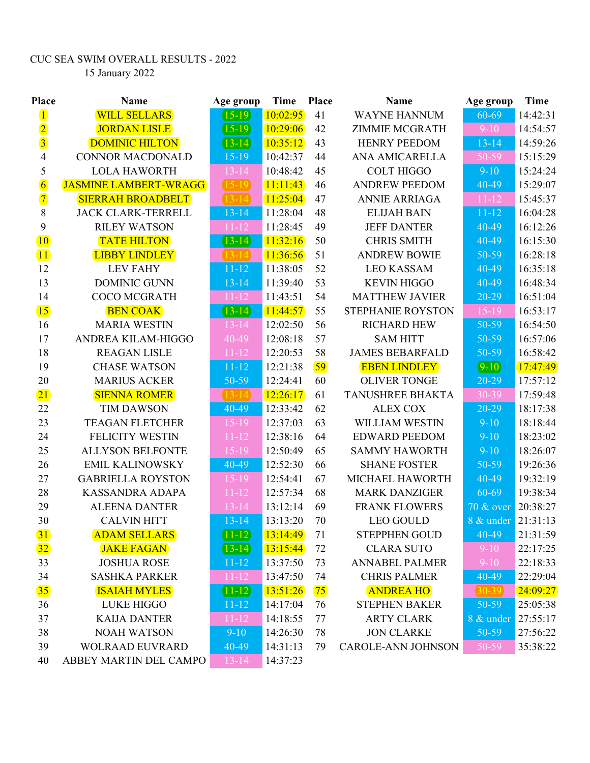CUC SEA SWIM OVERALL RESULTS - 2022

15 January 2022

| Place | Name | Age group | Time | Place | Name | Age group | Time |
|---|---|---|---|---|---|---|---|
| 1 | WILL SELLARS | 15-19 | 10:02:95 | 41 | WAYNE HANNUM | 60-69 | 14:42:31 |
| 2 | JORDAN LISLE | 15-19 | 10:29:06 | 42 | ZIMMIE MCGRATH | 9-10 | 14:54:57 |
| 3 | DOMINIC HILTON | 13-14 | 10:35:12 | 43 | HENRY PEEDOM | 13-14 | 14:59:26 |
| 4 | CONNOR MACDONALD | 15-19 | 10:42:37 | 44 | ANA AMICARELLA | 50-59 | 15:15:29 |
| 5 | LOLA HAWORTH | 13-14 | 10:48:42 | 45 | COLT HIGGO | 9-10 | 15:24:24 |
| 6 | JASMINE LAMBERT-WRAGG | 15-19 | 11:11:43 | 46 | ANDREW PEEDOM | 40-49 | 15:29:07 |
| 7 | SIERRAH BROADBELT | 13-14 | 11:25:04 | 47 | ANNIE ARRIAGA | 11-12 | 15:45:37 |
| 8 | JACK CLARK-TERRELL | 13-14 | 11:28:04 | 48 | ELIJAH BAIN | 11-12 | 16:04:28 |
| 9 | RILEY WATSON | 11-12 | 11:28:45 | 49 | JEFF DANTER | 40-49 | 16:12:26 |
| 10 | TATE HILTON | 13-14 | 11:32:16 | 50 | CHRIS SMITH | 40-49 | 16:15:30 |
| 11 | LIBBY LINDLEY | 13-14 | 11:36:56 | 51 | ANDREW BOWIE | 50-59 | 16:28:18 |
| 12 | LEV FAHY | 11-12 | 11:38:05 | 52 | LEO KASSAM | 40-49 | 16:35:18 |
| 13 | DOMINIC GUNN | 13-14 | 11:39:40 | 53 | KEVIN HIGGO | 40-49 | 16:48:34 |
| 14 | COCO MCGRATH | 11-12 | 11:43:51 | 54 | MATTHEW JAVIER | 20-29 | 16:51:04 |
| 15 | BEN COAK | 13-14 | 11:44:57 | 55 | STEPHANIE ROYSTON | 15-19 | 16:53:17 |
| 16 | MARIA WESTIN | 13-14 | 12:02:50 | 56 | RICHARD HEW | 50-59 | 16:54:50 |
| 17 | ANDREA KILAM-HIGGO | 40-49 | 12:08:18 | 57 | SAM HITT | 50-59 | 16:57:06 |
| 18 | REAGAN LISLE | 11-12 | 12:20:53 | 58 | JAMES BEBARFALD | 50-59 | 16:58:42 |
| 19 | CHASE WATSON | 11-12 | 12:21:38 | 59 | EBEN LINDLEY | 9-10 | 17:47:49 |
| 20 | MARIUS ACKER | 50-59 | 12:24:41 | 60 | OLIVER TONGE | 20-29 | 17:57:12 |
| 21 | SIENNA ROMER | 13-14 | 12:26:17 | 61 | TANUSHREE BHAKTA | 30-39 | 17:59:48 |
| 22 | TIM DAWSON | 40-49 | 12:33:42 | 62 | ALEX COX | 20-29 | 18:17:38 |
| 23 | TEAGAN FLETCHER | 15-19 | 12:37:03 | 63 | WILLIAM WESTIN | 9-10 | 18:18:44 |
| 24 | FELICITY WESTIN | 11-12 | 12:38:16 | 64 | EDWARD PEEDOM | 9-10 | 18:23:02 |
| 25 | ALLYSON BELFONTE | 15-19 | 12:50:49 | 65 | SAMMY HAWORTH | 9-10 | 18:26:07 |
| 26 | EMIL KALINOWSKY | 40-49 | 12:52:30 | 66 | SHANE FOSTER | 50-59 | 19:26:36 |
| 27 | GABRIELLA ROYSTON | 15-19 | 12:54:41 | 67 | MICHAEL HAWORTH | 40-49 | 19:32:19 |
| 28 | KASSANDRA ADAPA | 11-12 | 12:57:34 | 68 | MARK DANZIGER | 60-69 | 19:38:34 |
| 29 | ALEENA DANTER | 13-14 | 13:12:14 | 69 | FRANK FLOWERS | 70 & over | 20:38:27 |
| 30 | CALVIN HITT | 13-14 | 13:13:20 | 70 | LEO GOULD | 8 & under | 21:31:13 |
| 31 | ADAM SELLARS | 11-12 | 13:14:49 | 71 | STEPPHEN GOUD | 40-49 | 21:31:59 |
| 32 | JAKE FAGAN | 13-14 | 13:15:44 | 72 | CLARA SUTO | 9-10 | 22:17:25 |
| 33 | JOSHUA ROSE | 11-12 | 13:37:50 | 73 | ANNABEL PALMER | 9-10 | 22:18:33 |
| 34 | SASHKA PARKER | 11-12 | 13:47:50 | 74 | CHRIS PALMER | 40-49 | 22:29:04 |
| 35 | ISAIAH MYLES | 11-12 | 13:51:26 | 75 | ANDREA HO | 30-39 | 24:09:27 |
| 36 | LUKE HIGGO | 11-12 | 14:17:04 | 76 | STEPHEN BAKER | 50-59 | 25:05:38 |
| 37 | KAIJA DANTER | 11-12 | 14:18:55 | 77 | ARTY CLARK | 8 & under | 27:55:17 |
| 38 | NOAH WATSON | 9-10 | 14:26:30 | 78 | JON CLARKE | 50-59 | 27:56:22 |
| 39 | WOLRAAD EUVRARD | 40-49 | 14:31:13 | 79 | CAROLE-ANN JOHNSON | 50-59 | 35:38:22 |
| 40 | ABBEY MARTIN DEL CAMPO | 13-14 | 14:37:23 | | | | |